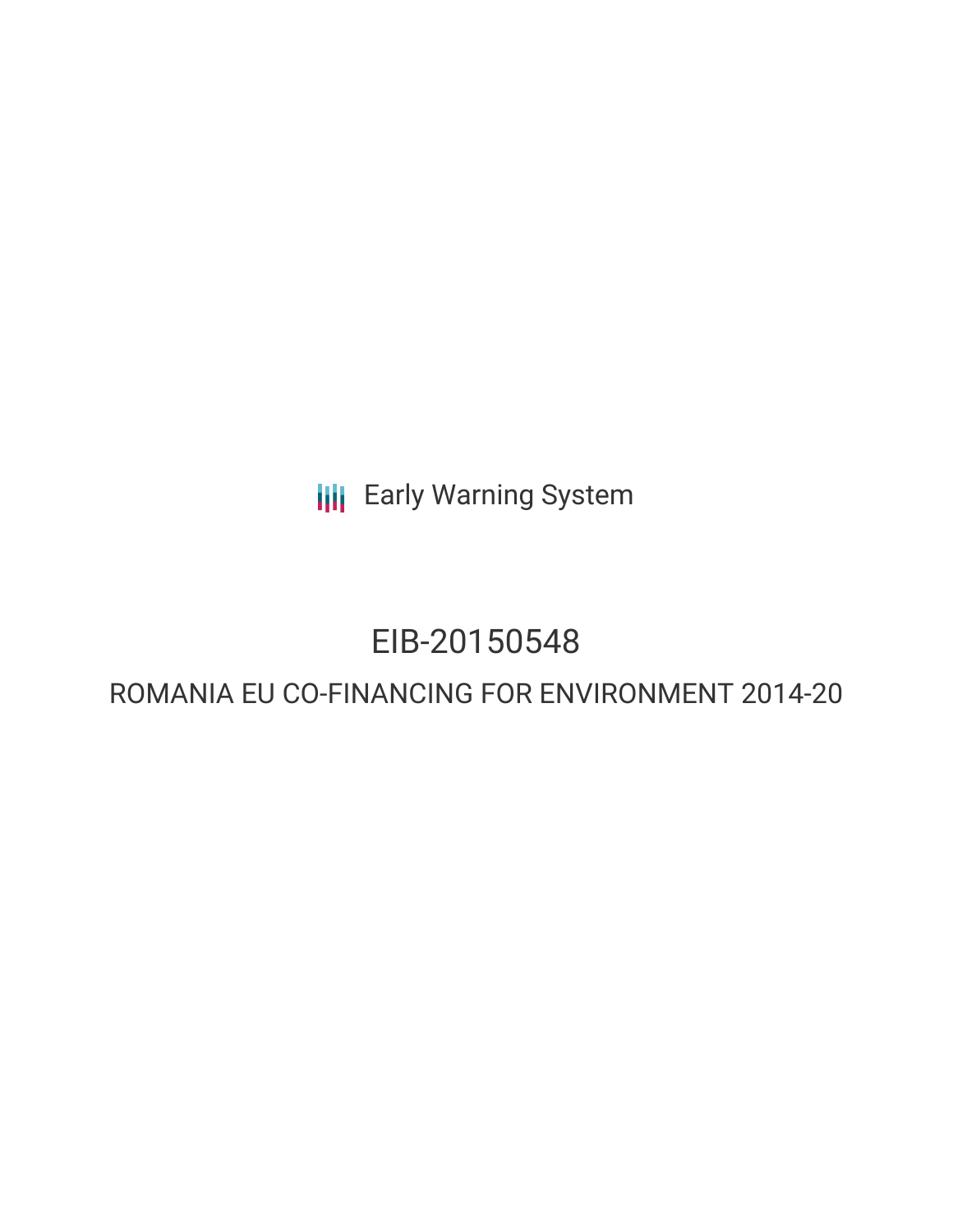Early Warning System

# EIB-20150548

## ROMANIA EU CO-FINANCING FOR ENVIRONMENT 2014-20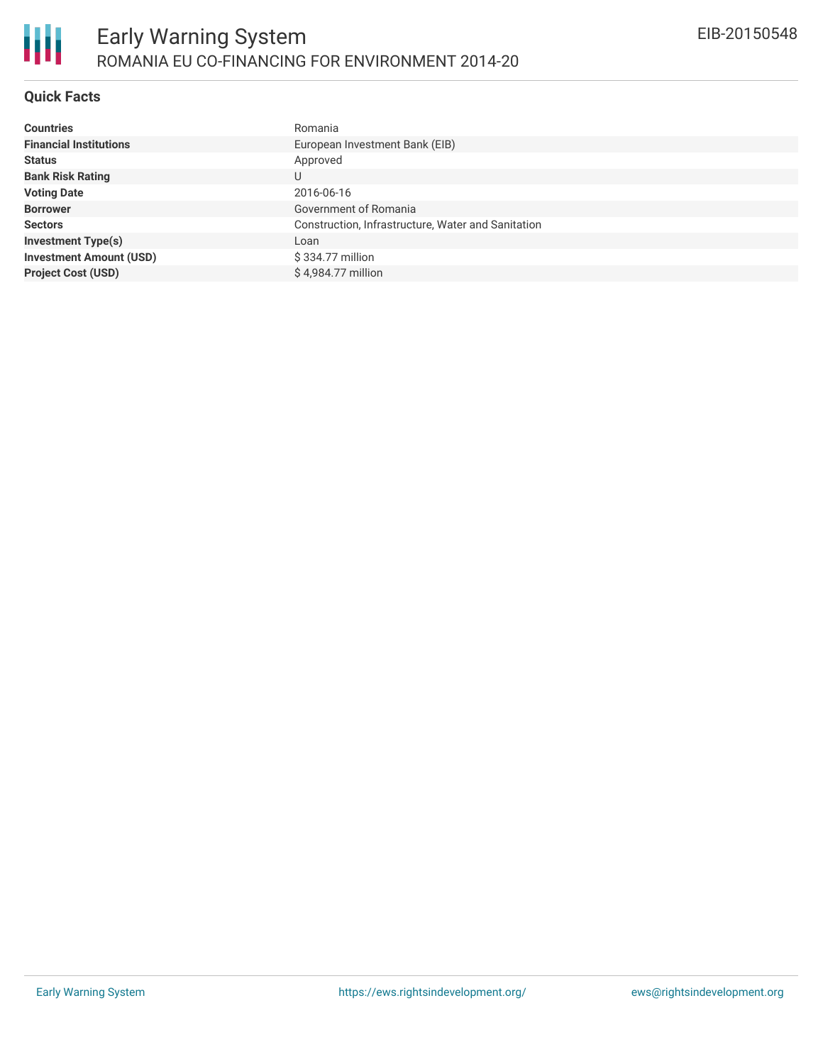# Early Warning System

## ROMANIA EU CO-FINANCING FOR ENVIRONMENT 2014-20

EIB-20150548

### Quick Facts

| | |
|---|---|
| **Countries** | Romania |
| **Financial Institutions** | European Investment Bank (EIB) |
| **Status** | Approved |
| **Bank Risk Rating** | U |
| **Voting Date** | 2016-06-16 |
| **Borrower** | Government of Romania |
| **Sectors** | Construction, Infrastructure, Water and Sanitation |
| **Investment Type(s)** | Loan |
| **Investment Amount (USD)** | $ 334.77 million |
| **Project Cost (USD)** | $ 4,984.77 million |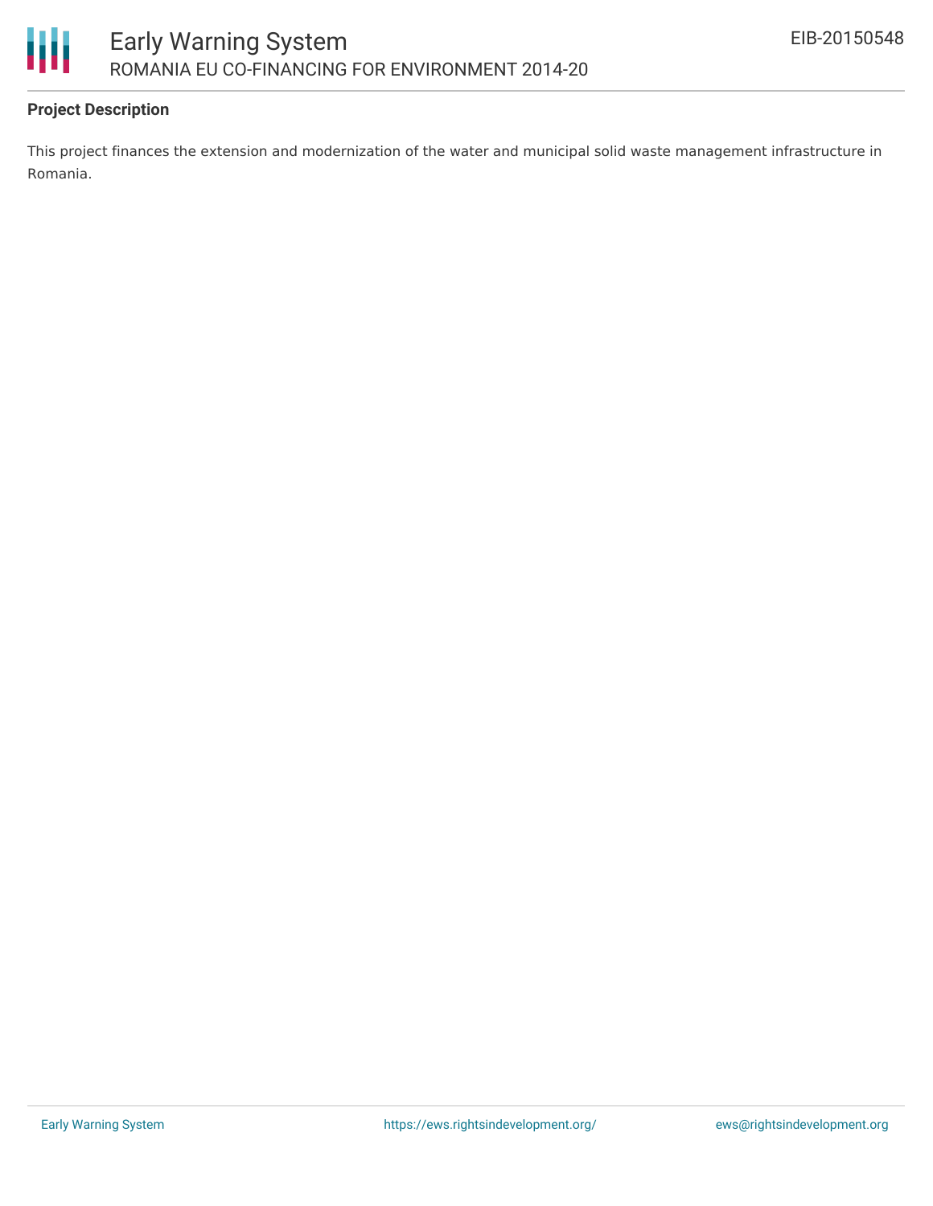### Project Description

This project finances the extension and modernization of the water and municipal solid waste management infrastructure in Romania.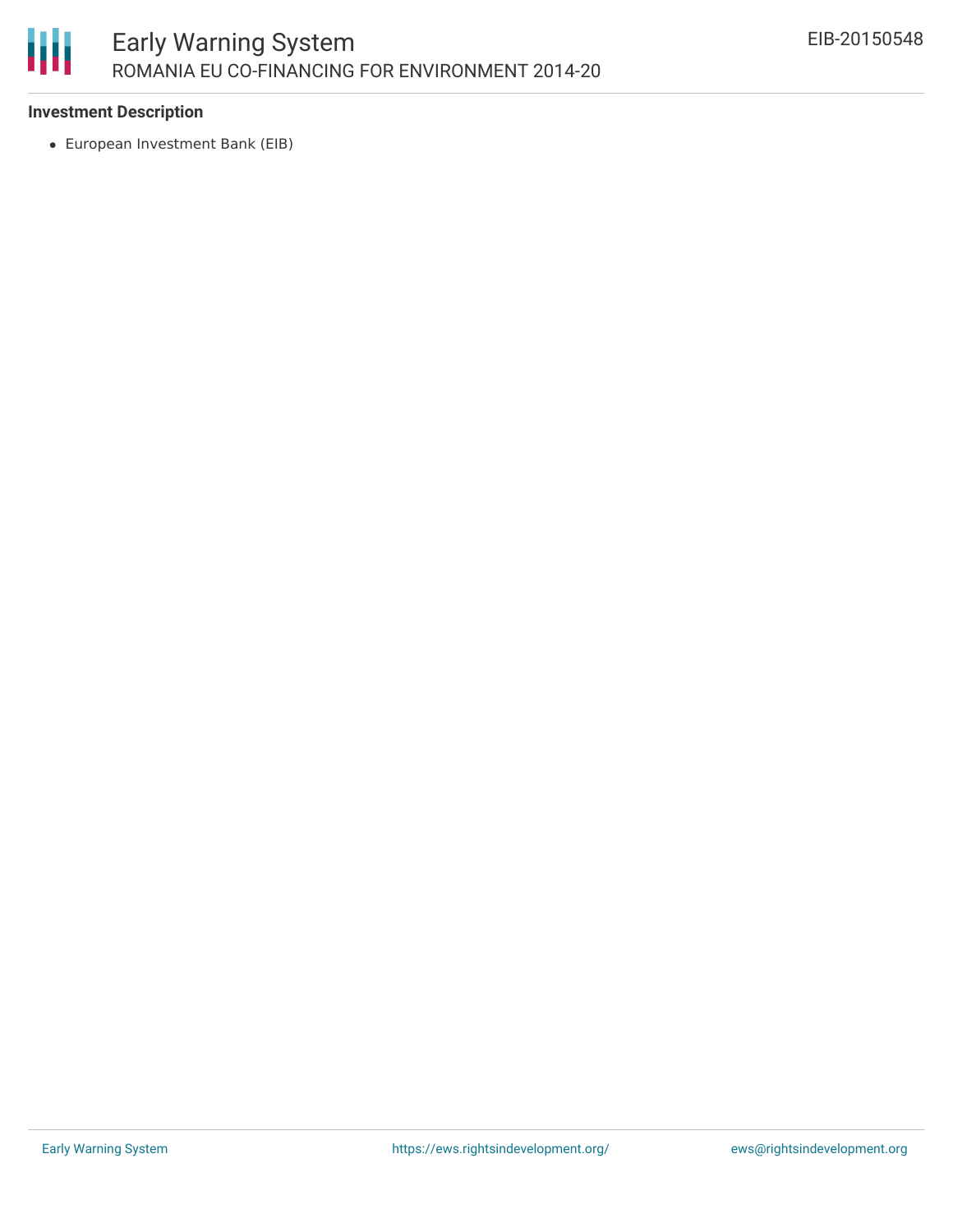### Investment Description

- European Investment Bank (EIB)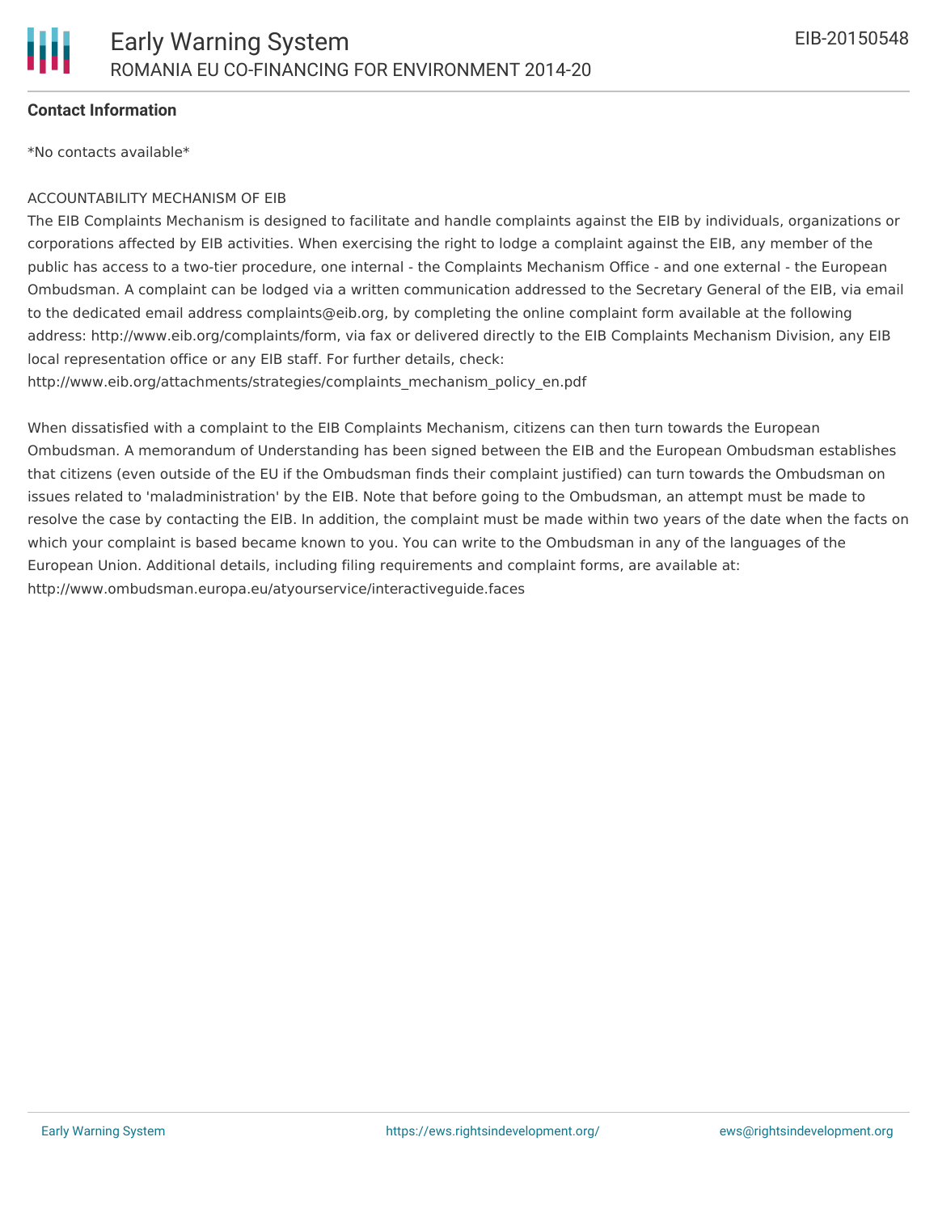**Contact Information**

*No contacts available*

ACCOUNTABILITY MECHANISM OF EIB

The EIB Complaints Mechanism is designed to facilitate and handle complaints against the EIB by individuals, organizations or corporations affected by EIB activities. When exercising the right to lodge a complaint against the EIB, any member of the public has access to a two-tier procedure, one internal - the Complaints Mechanism Office - and one external - the European Ombudsman. A complaint can be lodged via a written communication addressed to the Secretary General of the EIB, via email to the dedicated email address complaints@eib.org, by completing the online complaint form available at the following address: http://www.eib.org/complaints/form, via fax or delivered directly to the EIB Complaints Mechanism Division, any EIB local representation office or any EIB staff. For further details, check: http://www.eib.org/attachments/strategies/complaints_mechanism_policy_en.pdf

When dissatisfied with a complaint to the EIB Complaints Mechanism, citizens can then turn towards the European Ombudsman. A memorandum of Understanding has been signed between the EIB and the European Ombudsman establishes that citizens (even outside of the EU if the Ombudsman finds their complaint justified) can turn towards the Ombudsman on issues related to 'maladministration' by the EIB. Note that before going to the Ombudsman, an attempt must be made to resolve the case by contacting the EIB. In addition, the complaint must be made within two years of the date when the facts on which your complaint is based became known to you. You can write to the Ombudsman in any of the languages of the European Union. Additional details, including filing requirements and complaint forms, are available at: http://www.ombudsman.europa.eu/atyourservice/interactiveguide.faces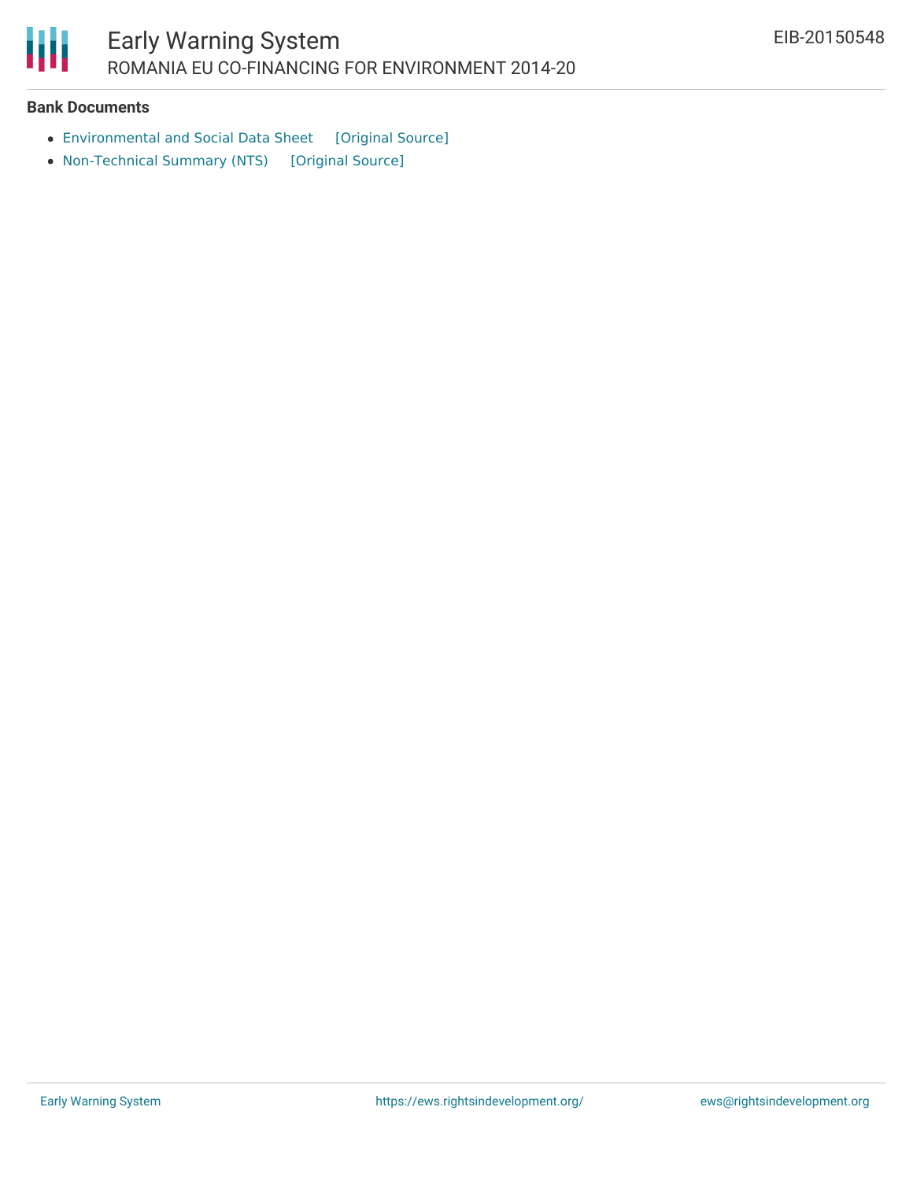**Bank Documents**

- Environmental and Social Data Sheet [Original Source]
- Non-Technical Summary (NTS) [Original Source]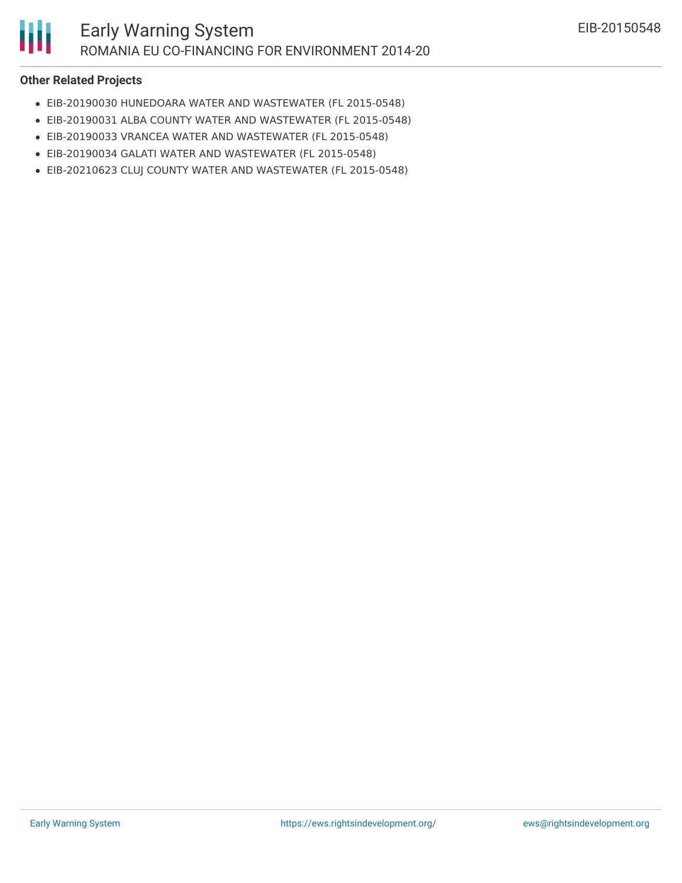**Other Related Projects**

- EIB-20190030 HUNEDOARA WATER AND WASTEWATER (FL 2015-0548)
- EIB-20190031 ALBA COUNTY WATER AND WASTEWATER (FL 2015-0548)
- EIB-20190033 VRANCEA WATER AND WASTEWATER (FL 2015-0548)
- EIB-20190034 GALATI WATER AND WASTEWATER (FL 2015-0548)
- EIB-20210623 CLUJ COUNTY WATER AND WASTEWATER (FL 2015-0548)